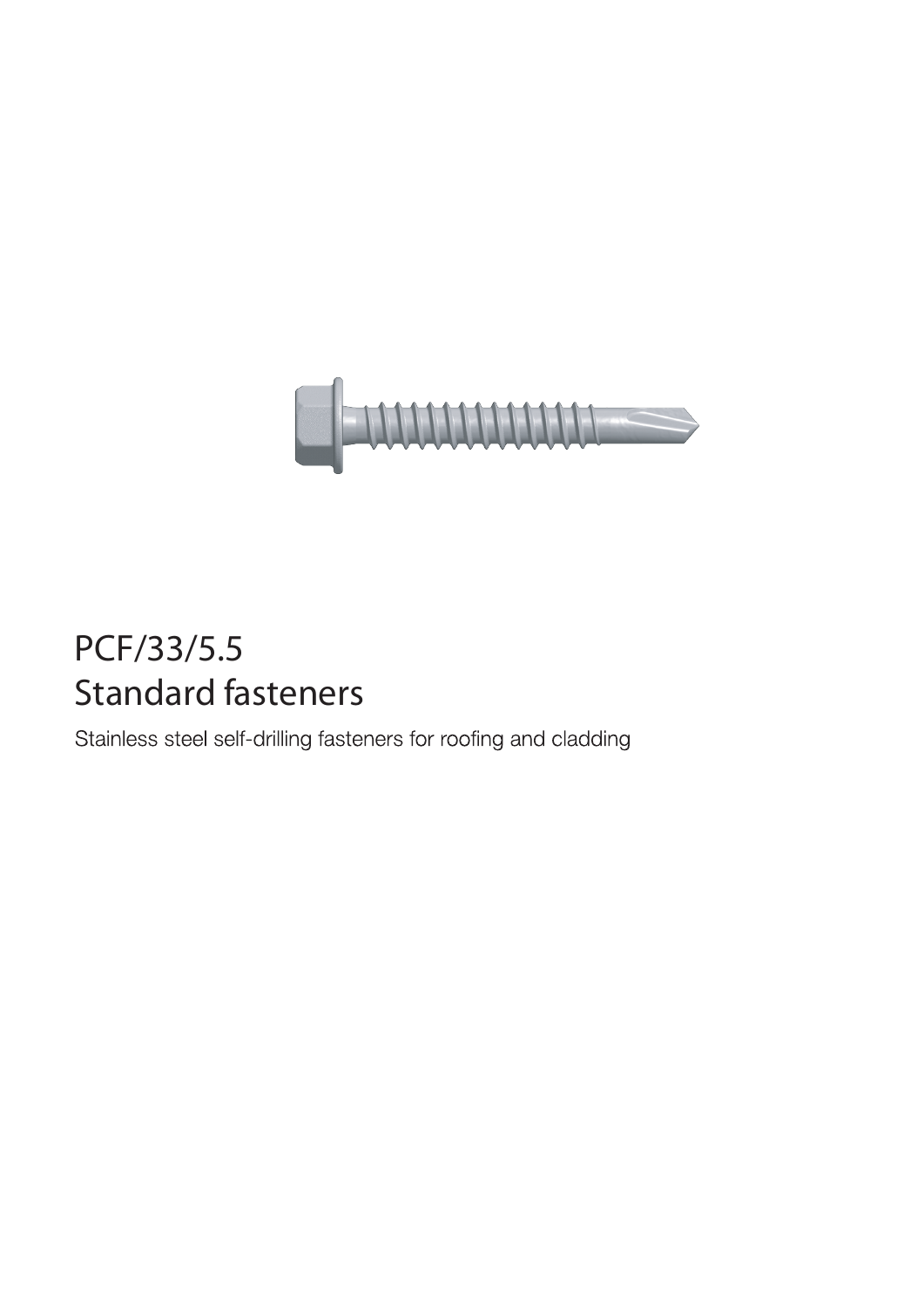# PCF/33/5.5
# Standard fasteners

Stainless steel self-drilling fasteners for roofing and cladding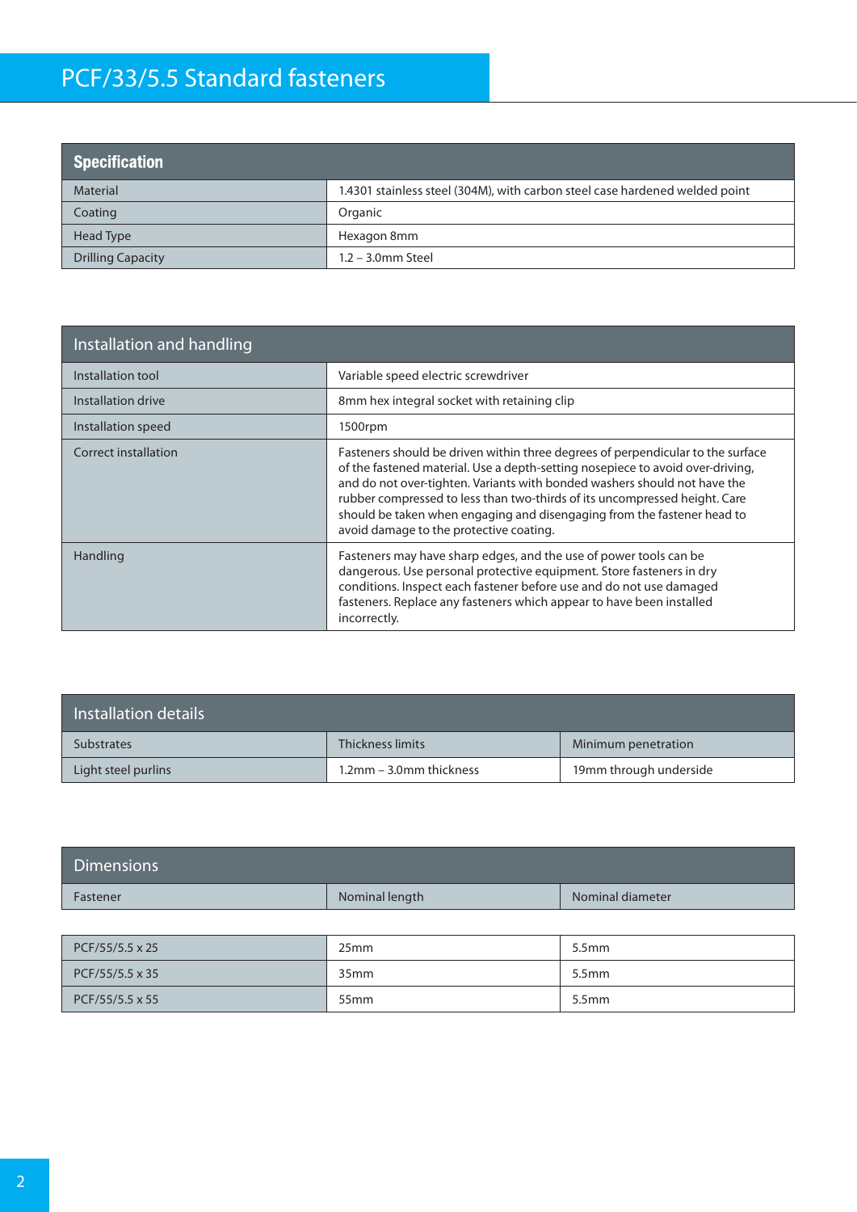# PCF/33/5.5 Standard fasteners

| Specification | |
|---|---|
| Material | 1.4301 stainless steel (304M), with carbon steel case hardened welded point |
| Coating | Organic |
| Head Type | Hexagon 8mm |
| Drilling Capacity | 1.2 – 3.0mm Steel |

| Installation and handling | |
|---|---|
| Installation tool | Variable speed electric screwdriver |
| Installation drive | 8mm hex integral socket with retaining clip |
| Installation speed | 1500rpm |
| Correct installation | Fasteners should be driven within three degrees of perpendicular to the surface of the fastened material. Use a depth-setting nosepiece to avoid over-driving, and do not over-tighten. Variants with bonded washers should not have the rubber compressed to less than two-thirds of its uncompressed height. Care should be taken when engaging and disengaging from the fastener head to avoid damage to the protective coating. |
| Handling | Fasteners may have sharp edges, and the use of power tools can be dangerous. Use personal protective equipment. Store fasteners in dry conditions. Inspect each fastener before use and do not use damaged fasteners. Replace any fasteners which appear to have been installed incorrectly. |

## Installation details

| Substrates | Thickness limits | Minimum penetration |
|---|---|---|
| Light steel purlins | 1.2mm – 3.0mm thickness | 19mm through underside |

## Dimensions

| Fastener | Nominal length | Nominal diameter |
|---|---|---|
| PCF/55/5.5 x 25 | 25mm | 5.5mm |
| PCF/55/5.5 x 35 | 35mm | 5.5mm |
| PCF/55/5.5 x 55 | 55mm | 5.5mm |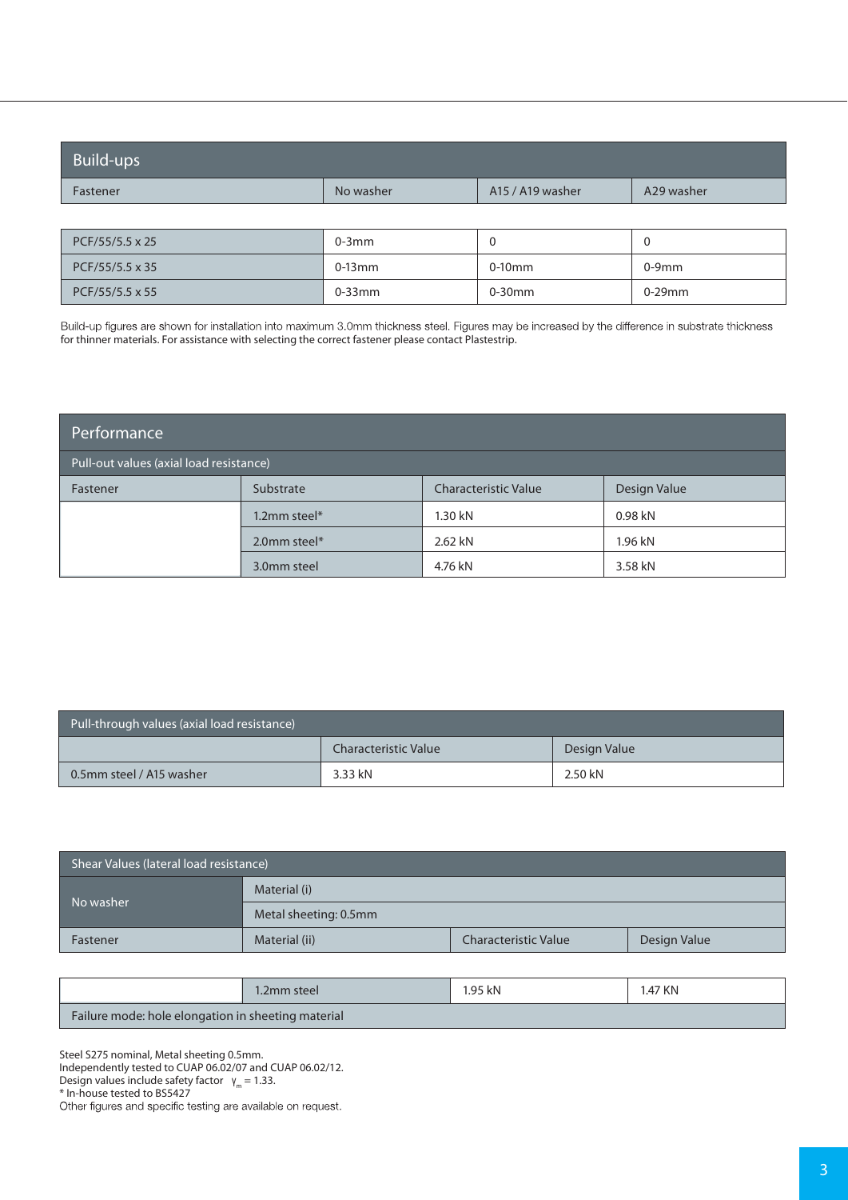## Build-ups

| Fastener | No washer | A15 / A19 washer | A29 washer |
|---|---|---|---|
| PCF/55/5.5 x 25 | 0-3mm | 0 | 0 |
| PCF/55/5.5 x 35 | 0-13mm | 0-10mm | 0-9mm |
| PCF/55/5.5 x 55 | 0-33mm | 0-30mm | 0-29mm |

Build-up figures are shown for installation into maximum 3.0mm thickness steel. Figures may be increased by the difference in substrate thickness for thinner materials. For assistance with selecting the correct fastener please contact Plastestrip.

## Performance

### Pull-out values (axial load resistance)

| Fastener | Substrate | Characteristic Value | Design Value |
|---|---|---|---|
| | 1.2mm steel* | 1.30 kN | 0.98 kN |
| | 2.0mm steel* | 2.62 kN | 1.96 kN |
| | 3.0mm steel | 4.76 kN | 3.58 kN |

### Pull-through values (axial load resistance)

| | Characteristic Value | Design Value |
|---|---|---|
| 0.5mm steel / A15 washer | 3.33 kN | 2.50 kN |

### Shear Values (lateral load resistance)

| No washer | Material (i) | | |
|---|---|---|---|
| | Metal sheeting: 0.5mm | | |
| Fastener | Material (ii) | Characteristic Value | Design Value |
| | 1.2mm steel | 1.95 kN | 1.47 KN |
| Failure mode: hole elongation in sheeting material | | | |

Steel S275 nominal, Metal sheeting 0.5mm.
Independently tested to CUAP 06.02/07 and CUAP 06.02/12.
Design values include safety factor $\gamma_m = 1.33$.
* In-house tested to BS5427
Other figures and specific testing are available on request.